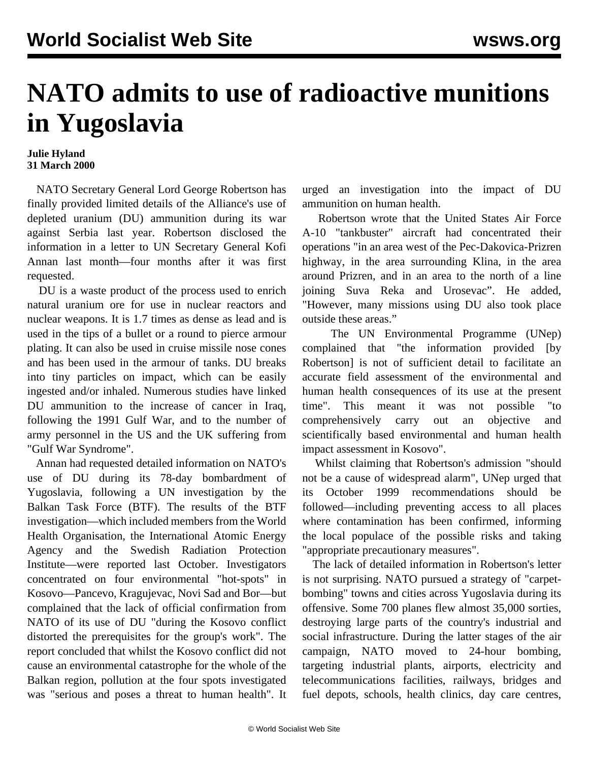# NATO admits to use of radioactive munitions in Yugoslavia

**Julie Hyland**
**31 March 2000**

NATO Secretary General Lord George Robertson has finally provided limited details of the Alliance's use of depleted uranium (DU) ammunition during its war against Serbia last year. Robertson disclosed the information in a letter to UN Secretary General Kofi Annan last month—four months after it was first requested.

DU is a waste product of the process used to enrich natural uranium ore for use in nuclear reactors and nuclear weapons. It is 1.7 times as dense as lead and is used in the tips of a bullet or a round to pierce armour plating. It can also be used in cruise missile nose cones and has been used in the armour of tanks. DU breaks into tiny particles on impact, which can be easily ingested and/or inhaled. Numerous studies have linked DU ammunition to the increase of cancer in Iraq, following the 1991 Gulf War, and to the number of army personnel in the US and the UK suffering from "Gulf War Syndrome".

Annan had requested detailed information on NATO's use of DU during its 78-day bombardment of Yugoslavia, following a UN investigation by the Balkan Task Force (BTF). The results of the BTF investigation—which included members from the World Health Organisation, the International Atomic Energy Agency and the Swedish Radiation Protection Institute—were reported last October. Investigators concentrated on four environmental "hot-spots" in Kosovo—Pancevo, Kragujevac, Novi Sad and Bor—but complained that the lack of official confirmation from NATO of its use of DU "during the Kosovo conflict distorted the prerequisites for the group's work". The report concluded that whilst the Kosovo conflict did not cause an environmental catastrophe for the whole of the Balkan region, pollution at the four spots investigated was "serious and poses a threat to human health". It urged an investigation into the impact of DU ammunition on human health.

Robertson wrote that the United States Air Force A-10 "tankbuster" aircraft had concentrated their operations "in an area west of the Pec-Dakovica-Prizren highway, in the area surrounding Klina, in the area around Prizren, and in an area to the north of a line joining Suva Reka and Urosevac". He added, "However, many missions using DU also took place outside these areas."

The UN Environmental Programme (UNep) complained that "the information provided [by Robertson] is not of sufficient detail to facilitate an accurate field assessment of the environmental and human health consequences of its use at the present time". This meant it was not possible "to comprehensively carry out an objective and scientifically based environmental and human health impact assessment in Kosovo".

Whilst claiming that Robertson's admission "should not be a cause of widespread alarm", UNep urged that its October 1999 recommendations should be followed—including preventing access to all places where contamination has been confirmed, informing the local populace of the possible risks and taking "appropriate precautionary measures".

The lack of detailed information in Robertson's letter is not surprising. NATO pursued a strategy of "carpet-bombing" towns and cities across Yugoslavia during its offensive. Some 700 planes flew almost 35,000 sorties, destroying large parts of the country's industrial and social infrastructure. During the latter stages of the air campaign, NATO moved to 24-hour bombing, targeting industrial plants, airports, electricity and telecommunications facilities, railways, bridges and fuel depots, schools, health clinics, day care centres,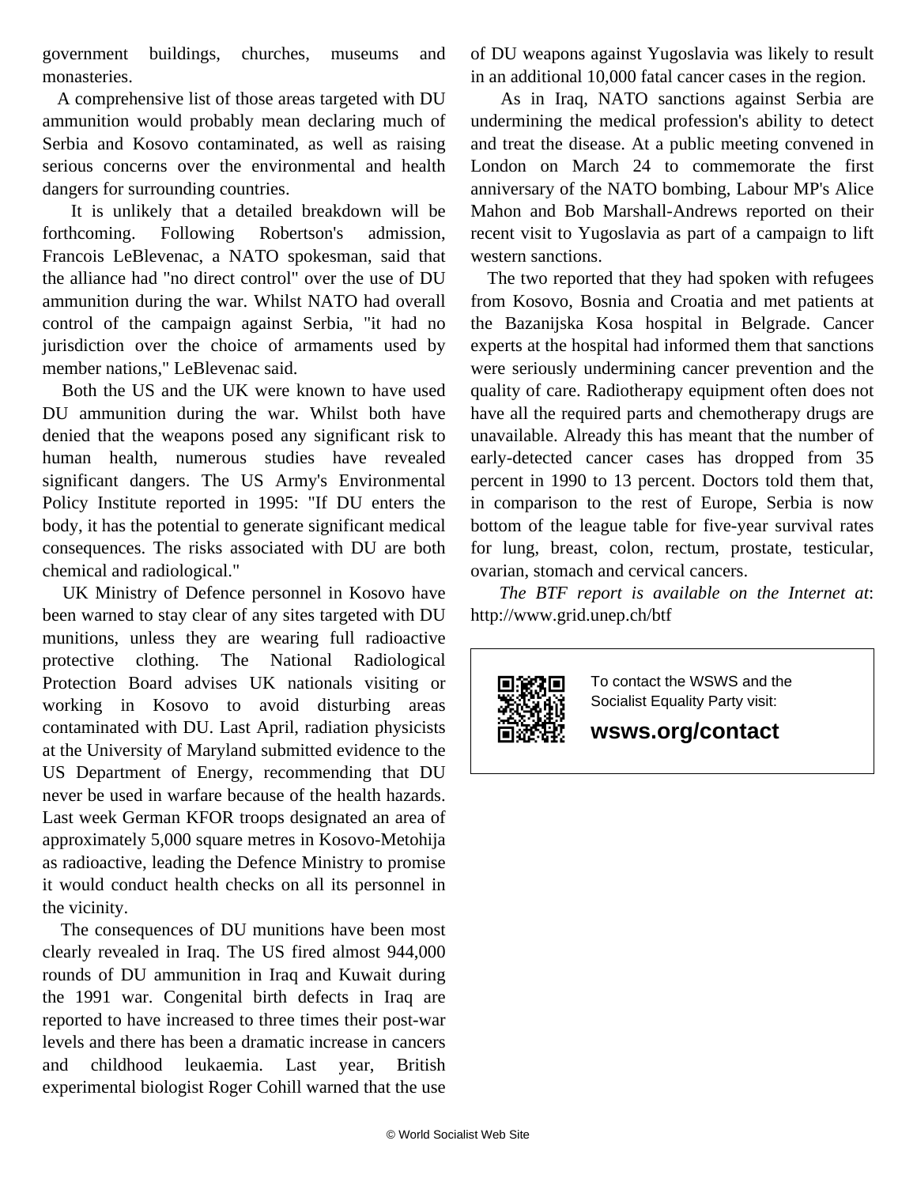government buildings, churches, museums and monasteries.

A comprehensive list of those areas targeted with DU ammunition would probably mean declaring much of Serbia and Kosovo contaminated, as well as raising serious concerns over the environmental and health dangers for surrounding countries.

It is unlikely that a detailed breakdown will be forthcoming. Following Robertson's admission, Francois LeBlevenac, a NATO spokesman, said that the alliance had "no direct control" over the use of DU ammunition during the war. Whilst NATO had overall control of the campaign against Serbia, "it had no jurisdiction over the choice of armaments used by member nations," LeBlevenac said.

Both the US and the UK were known to have used DU ammunition during the war. Whilst both have denied that the weapons posed any significant risk to human health, numerous studies have revealed significant dangers. The US Army's Environmental Policy Institute reported in 1995: "If DU enters the body, it has the potential to generate significant medical consequences. The risks associated with DU are both chemical and radiological."

UK Ministry of Defence personnel in Kosovo have been warned to stay clear of any sites targeted with DU munitions, unless they are wearing full radioactive protective clothing. The National Radiological Protection Board advises UK nationals visiting or working in Kosovo to avoid disturbing areas contaminated with DU. Last April, radiation physicists at the University of Maryland submitted evidence to the US Department of Energy, recommending that DU never be used in warfare because of the health hazards. Last week German KFOR troops designated an area of approximately 5,000 square metres in Kosovo-Metohija as radioactive, leading the Defence Ministry to promise it would conduct health checks on all its personnel in the vicinity.

The consequences of DU munitions have been most clearly revealed in Iraq. The US fired almost 944,000 rounds of DU ammunition in Iraq and Kuwait during the 1991 war. Congenital birth defects in Iraq are reported to have increased to three times their post-war levels and there has been a dramatic increase in cancers and childhood leukaemia. Last year, British experimental biologist Roger Cohill warned that the use of DU weapons against Yugoslavia was likely to result in an additional 10,000 fatal cancer cases in the region.

As in Iraq, NATO sanctions against Serbia are undermining the medical profession's ability to detect and treat the disease. At a public meeting convened in London on March 24 to commemorate the first anniversary of the NATO bombing, Labour MP's Alice Mahon and Bob Marshall-Andrews reported on their recent visit to Yugoslavia as part of a campaign to lift western sanctions.

The two reported that they had spoken with refugees from Kosovo, Bosnia and Croatia and met patients at the Bazanijska Kosa hospital in Belgrade. Cancer experts at the hospital had informed them that sanctions were seriously undermining cancer prevention and the quality of care. Radiotherapy equipment often does not have all the required parts and chemotherapy drugs are unavailable. Already this has meant that the number of early-detected cancer cases has dropped from 35 percent in 1990 to 13 percent. Doctors told them that, in comparison to the rest of Europe, Serbia is now bottom of the league table for five-year survival rates for lung, breast, colon, rectum, prostate, testicular, ovarian, stomach and cervical cancers.

*The BTF report is available on the Internet at*: http://www.grid.unep.ch/btf

To contact the WSWS and the Socialist Equality Party visit:

**wsws.org/contact**